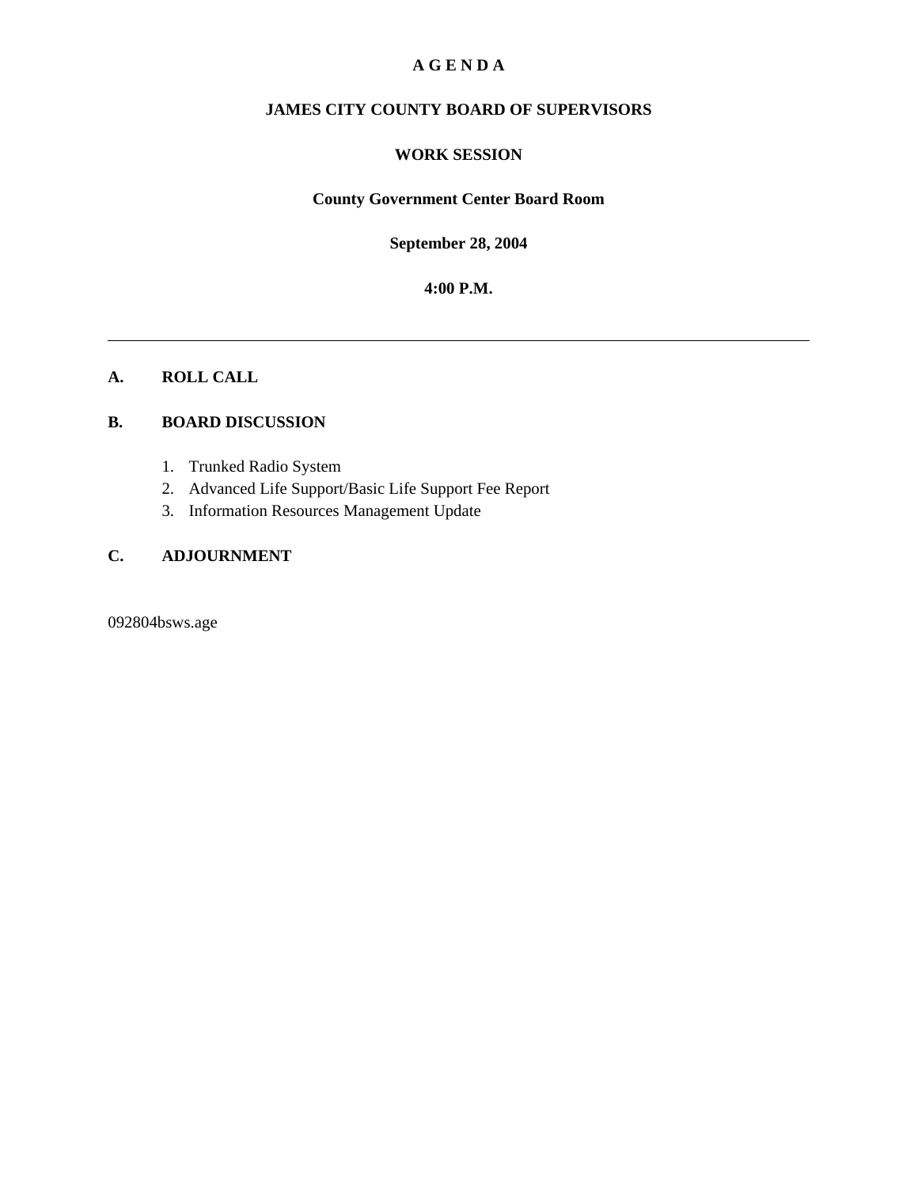# A G E N D A

## JAMES CITY COUNTY BOARD OF SUPERVISORS

## WORK SESSION

**County Government Center Board Room**

**September 28, 2004**

**4:00 P.M.**

---

### A. ROLL CALL

### B. BOARD DISCUSSION

1. Trunked Radio System
2. Advanced Life Support/Basic Life Support Fee Report
3. Information Resources Management Update

### C. ADJOURNMENT

092804bsws.age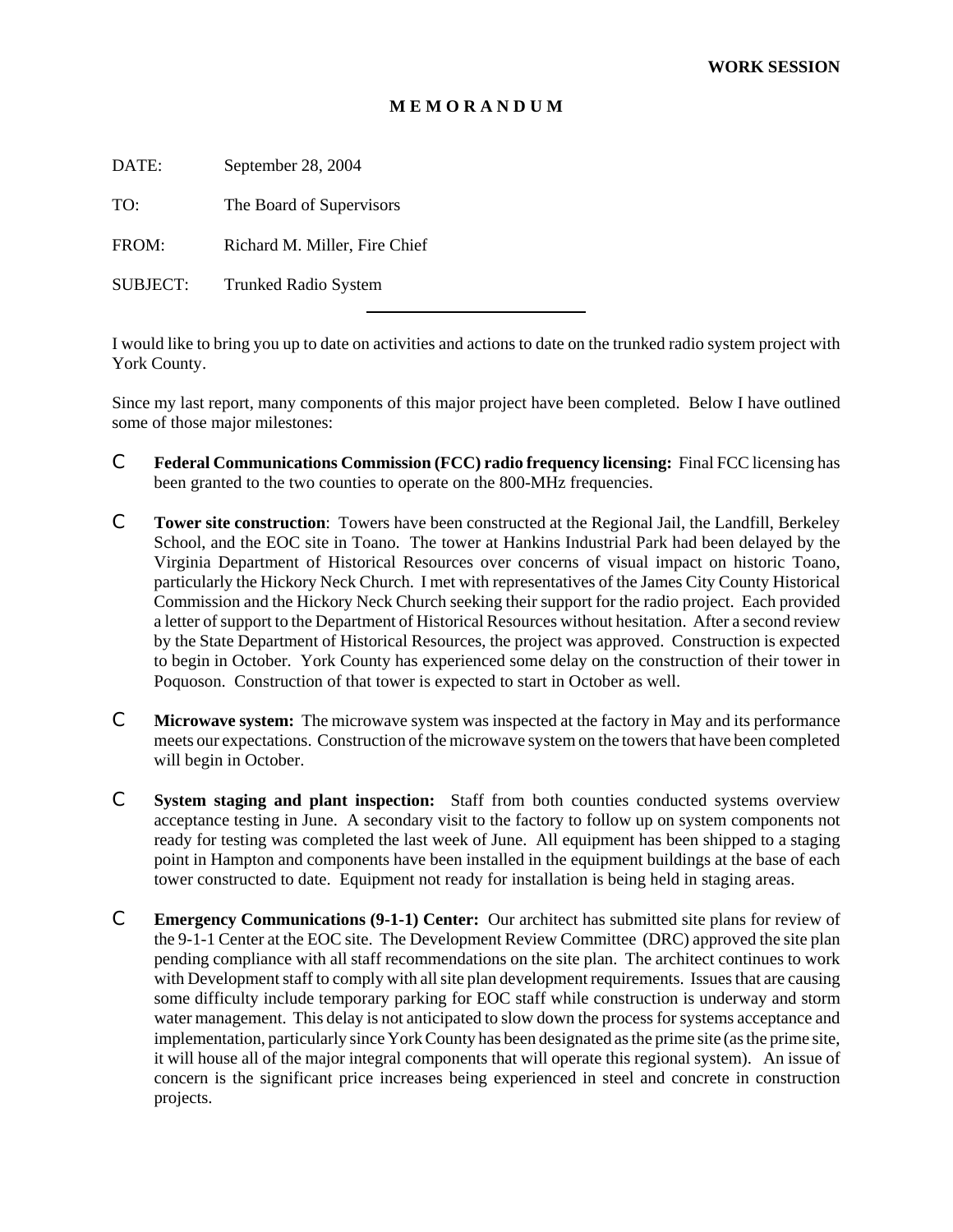**WORK SESSION**

**M E M O R A N D U M**

DATE: September 28, 2004

TO: The Board of Supervisors

FROM: Richard M. Miller, Fire Chief

SUBJECT: Trunked Radio System

---

I would like to bring you up to date on activities and actions to date on the trunked radio system project with York County.

Since my last report, many components of this major project have been completed. Below I have outlined some of those major milestones:

- **Federal Communications Commission (FCC) radio frequency licensing:** Final FCC licensing has been granted to the two counties to operate on the 800-MHz frequencies.

- **Tower site construction**: Towers have been constructed at the Regional Jail, the Landfill, Berkeley School, and the EOC site in Toano. The tower at Hankins Industrial Park had been delayed by the Virginia Department of Historical Resources over concerns of visual impact on historic Toano, particularly the Hickory Neck Church. I met with representatives of the James City County Historical Commission and the Hickory Neck Church seeking their support for the radio project. Each provided a letter of support to the Department of Historical Resources without hesitation. After a second review by the State Department of Historical Resources, the project was approved. Construction is expected to begin in October. York County has experienced some delay on the construction of their tower in Poquoson. Construction of that tower is expected to start in October as well.

- **Microwave system:** The microwave system was inspected at the factory in May and its performance meets our expectations. Construction of the microwave system on the towers that have been completed will begin in October.

- **System staging and plant inspection:** Staff from both counties conducted systems overview acceptance testing in June. A secondary visit to the factory to follow up on system components not ready for testing was completed the last week of June. All equipment has been shipped to a staging point in Hampton and components have been installed in the equipment buildings at the base of each tower constructed to date. Equipment not ready for installation is being held in staging areas.

- **Emergency Communications (9-1-1) Center:** Our architect has submitted site plans for review of the 9-1-1 Center at the EOC site. The Development Review Committee (DRC) approved the site plan pending compliance with all staff recommendations on the site plan. The architect continues to work with Development staff to comply with all site plan development requirements. Issues that are causing some difficulty include temporary parking for EOC staff while construction is underway and storm water management. This delay is not anticipated to slow down the process for systems acceptance and implementation, particularly since York County has been designated as the prime site (as the prime site, it will house all of the major integral components that will operate this regional system). An issue of concern is the significant price increases being experienced in steel and concrete in construction projects.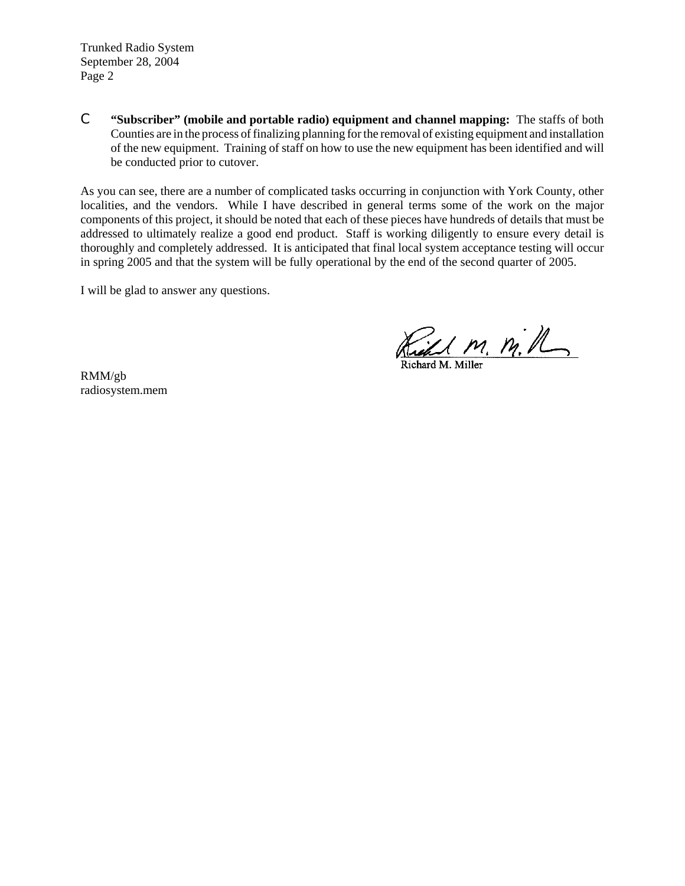- **“Subscriber” (mobile and portable radio) equipment and channel mapping:** The staffs of both Counties are in the process of finalizing planning for the removal of existing equipment and installation of the new equipment. Training of staff on how to use the new equipment has been identified and will be conducted prior to cutover.

As you can see, there are a number of complicated tasks occurring in conjunction with York County, other localities, and the vendors. While I have described in general terms some of the work on the major components of this project, it should be noted that each of these pieces have hundreds of details that must be addressed to ultimately realize a good end product. Staff is working diligently to ensure every detail is thoroughly and completely addressed. It is anticipated that final local system acceptance testing will occur in spring 2005 and that the system will be fully operational by the end of the second quarter of 2005.

I will be glad to answer any questions.

Richard M. Miller

RMM/gb
radiosystem.mem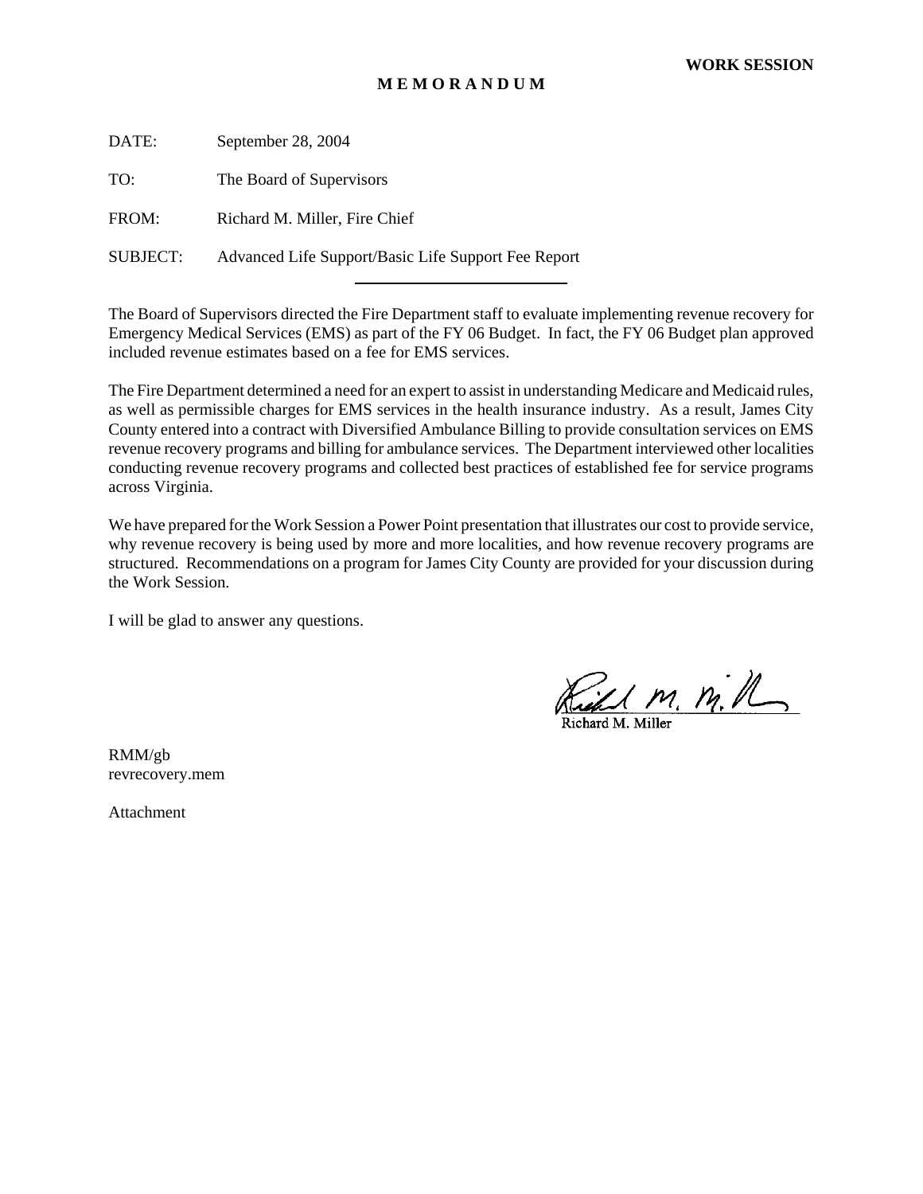**WORK SESSION**

# M E M O R A N D U M

DATE: September 28, 2004

TO: The Board of Supervisors

FROM: Richard M. Miller, Fire Chief

SUBJECT: Advanced Life Support/Basic Life Support Fee Report

---

The Board of Supervisors directed the Fire Department staff to evaluate implementing revenue recovery for Emergency Medical Services (EMS) as part of the FY 06 Budget. In fact, the FY 06 Budget plan approved included revenue estimates based on a fee for EMS services.

The Fire Department determined a need for an expert to assist in understanding Medicare and Medicaid rules, as well as permissible charges for EMS services in the health insurance industry. As a result, James City County entered into a contract with Diversified Ambulance Billing to provide consultation services on EMS revenue recovery programs and billing for ambulance services. The Department interviewed other localities conducting revenue recovery programs and collected best practices of established fee for service programs across Virginia.

We have prepared for the Work Session a Power Point presentation that illustrates our cost to provide service, why revenue recovery is being used by more and more localities, and how revenue recovery programs are structured. Recommendations on a program for James City County are provided for your discussion during the Work Session.

I will be glad to answer any questions.

Richard M. Miller

RMM/gb
revrecovery.mem

Attachment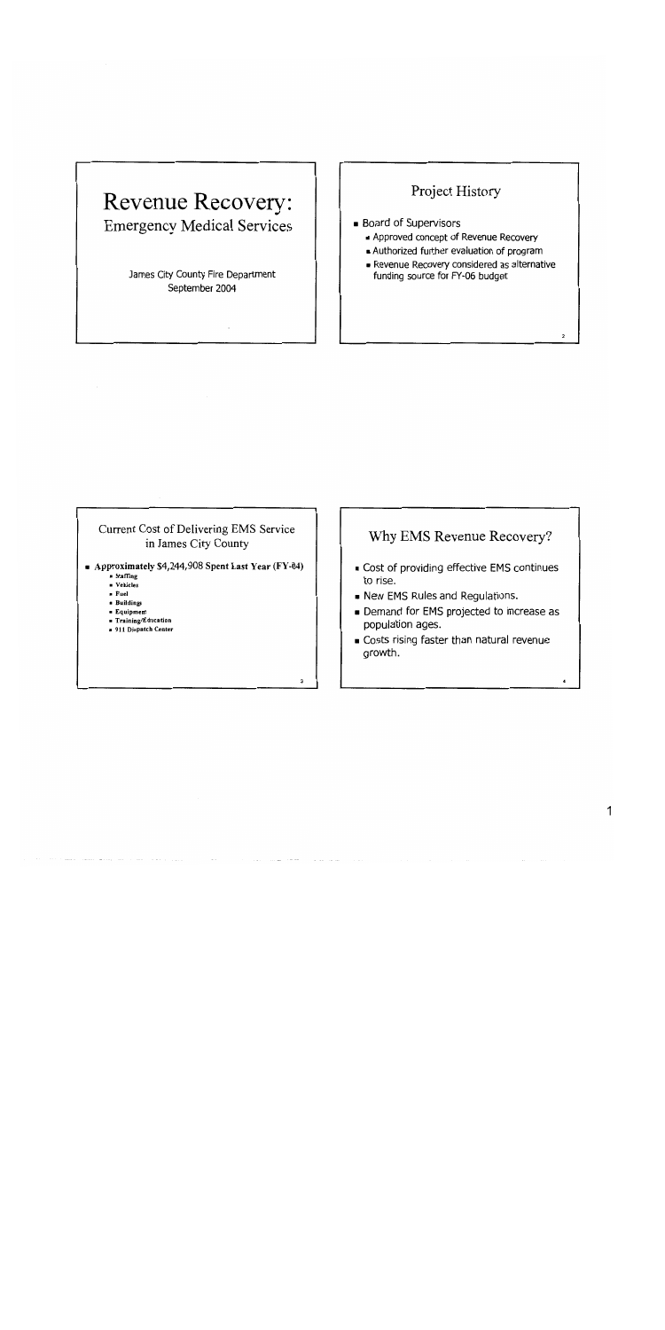# Revenue Recovery:

## Emergency Medical Services

James City County Fire Department
September 2004

## Project History

- Board of Supervisors
  - Approved concept of Revenue Recovery
  - Authorized further evaluation of program
  - Revenue Recovery considered as alternative funding source for FY-06 budget

## Current Cost of Delivering EMS Service in James City County

- Approximately $4,244,908 Spent Last Year (FY-04)
  - Staffing
  - Vehicles
  - Fuel
  - Buildings
  - Equipment
  - Training/Education
  - 911 Dispatch Center

## Why EMS Revenue Recovery?

- Cost of providing effective EMS continues to rise.
- New EMS Rules and Regulations.
- Demand for EMS projected to increase as population ages.
- Costs rising faster than natural revenue growth.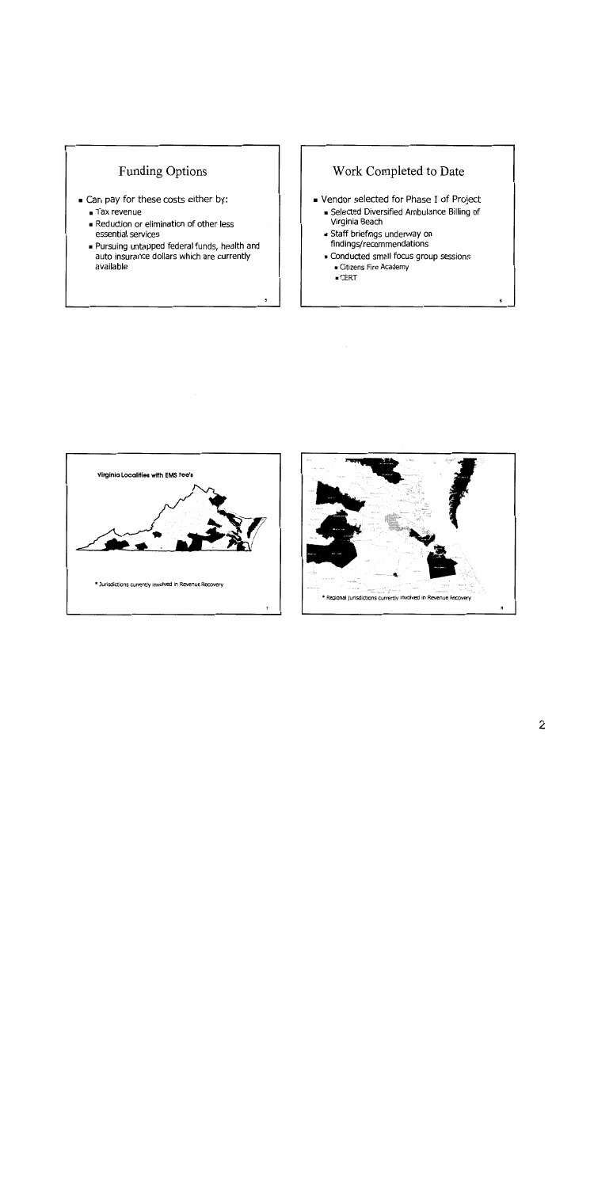## Funding Options

- Can pay for these costs either by:
  - Tax revenue
  - Reduction or elimination of other less essential services
  - Pursuing untapped federal funds, health and auto insurance dollars which are currently available

## Work Completed to Date

- Vendor selected for Phase I of Project
  - Selected Diversified Ambulance Billing of Virginia Beach
  - Staff briefings underway on findings/recommendations
  - Conducted small focus group sessions
    - Citizens Fire Academy
    - CERT

**Virginia Localities with EMS Fee's**

* Jurisdictions currently involved in Revenue Recovery

* Regional jurisdictions currently involved in Revenue Recovery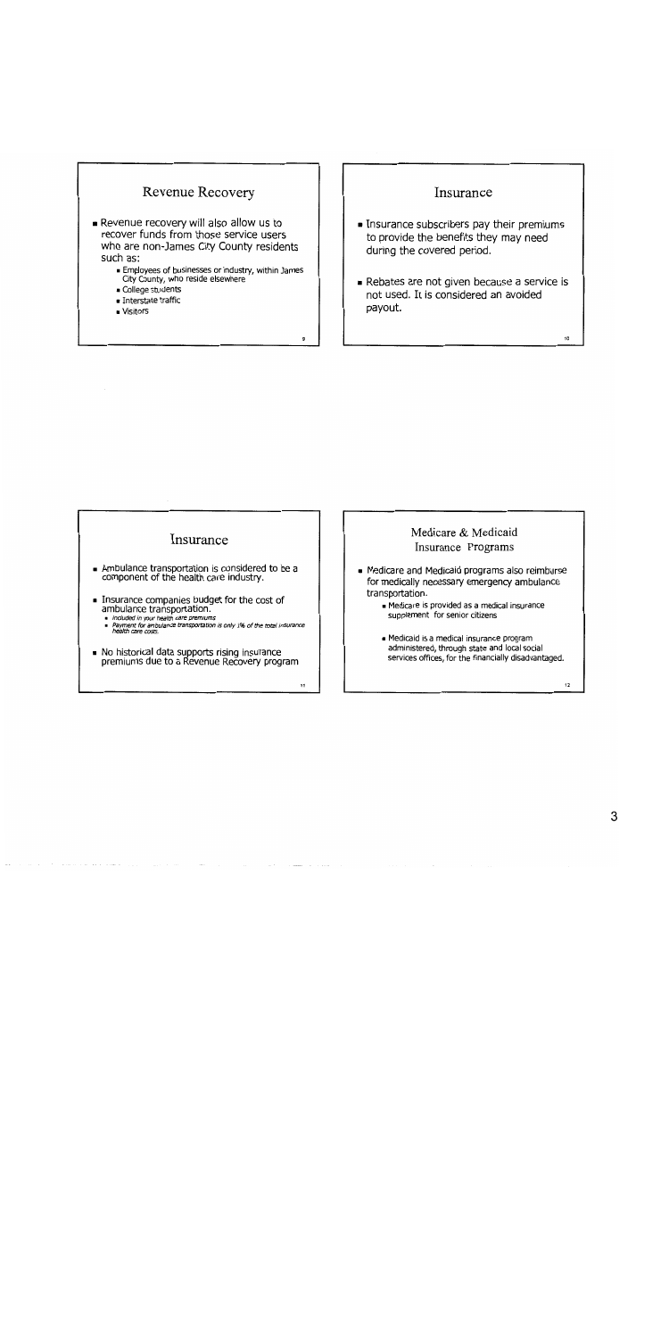## Revenue Recovery

- Revenue recovery will also allow us to recover funds from those service users who are non-James City County residents such as:
  - Employees of businesses or industry, within James City County, who reside elsewhere
  - College students
  - Interstate traffic
  - Visitors

## Insurance

- Insurance subscribers pay their premiums to provide the benefits they may need during the covered period.
- Rebates are not given because a service is not used. It is considered an avoided payout.

## Insurance

- Ambulance transportation is considered to be a component of the health care industry.
- Insurance companies budget for the cost of ambulance transportation.
  - *Included in your health care premiums*
  - *Payment for ambulance transportation is only 1% of the total insurance health care costs.*
- No historical data supports rising insurance premiums due to a Revenue Recovery program

## Medicare & Medicaid Insurance Programs

- Medicare and Medicaid programs also reimburse for medically necessary emergency ambulance transportation.
  - Medicare is provided as a medical insurance supplement for senior citizens
  - Medicaid is a medical insurance program administered, through state and local social services offices, for the financially disadvantaged.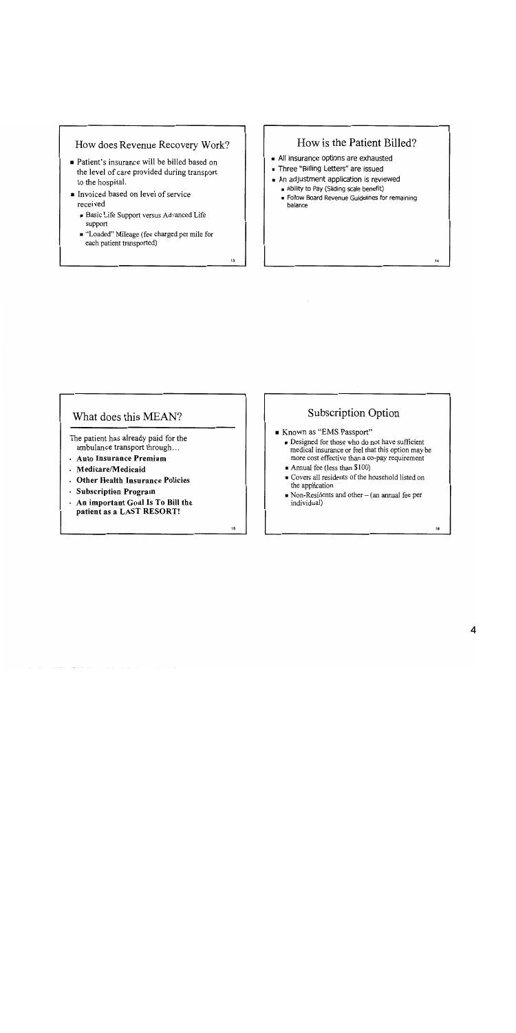## How does Revenue Recovery Work?

- Patient's insurance will be billed based on the level of care provided during transport to the hospital.
- Invoiced based on level of service received
  - Basic Life Support versus Advanced Life support
  - "Loaded" Mileage (fee charged per mile for each patient transported)

## How is the Patient Billed?

- All insurance options are exhausted
- Three "Billing Letters" are issued
- An adjustment application is reviewed
  - Ability to Pay (Sliding scale benefit)
  - Follow Board Revenue Guidelines for remaining balance

## What does this MEAN?

The patient has already paid for the ambulance transport through…

- **Auto Insurance Premium**
- **Medicare/Medicaid**
- **Other Health Insurance Policies**
- **Subscription Program**
- **An important Goal Is To Bill the patient as a LAST RESORT!**

## Subscription Option

- Known as "EMS Passport"
  - Designed for those who do not have sufficient medical insurance or feel that this option may be more cost effective than a co-pay requirement
  - Annual fee (less than $100)
  - Covers all residents of the household listed on the application
  - Non-Residents and other – (an annual fee per individual)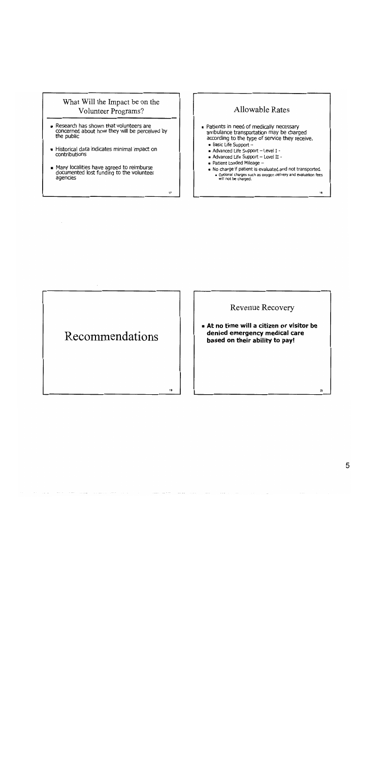## What Will the Impact be on the Volunteer Programs?

- Research has shown that volunteers are concerned about how they will be perceived by the public
- Historical data indicates minimal impact on contributions
- Many localities have agreed to reimburse documented lost funding to the volunteer agencies

## Allowable Rates

- Patients in need of medically necessary ambulance transportation may be charged according to the type of service they receive.
  - Basic Life Support –
  - Advanced Life Support – Level I -
  - Advanced Life Support – Level II -
  - Patient Loaded Mileage –
  - No charge if patient is evaluated and not transported.
    - Optional charges such as oxygen delivery and evaluation fees will not be charged.

# Recommendations

## Revenue Recovery

- **At no time will a citizen or visitor be denied emergency medical care based on their ability to pay!**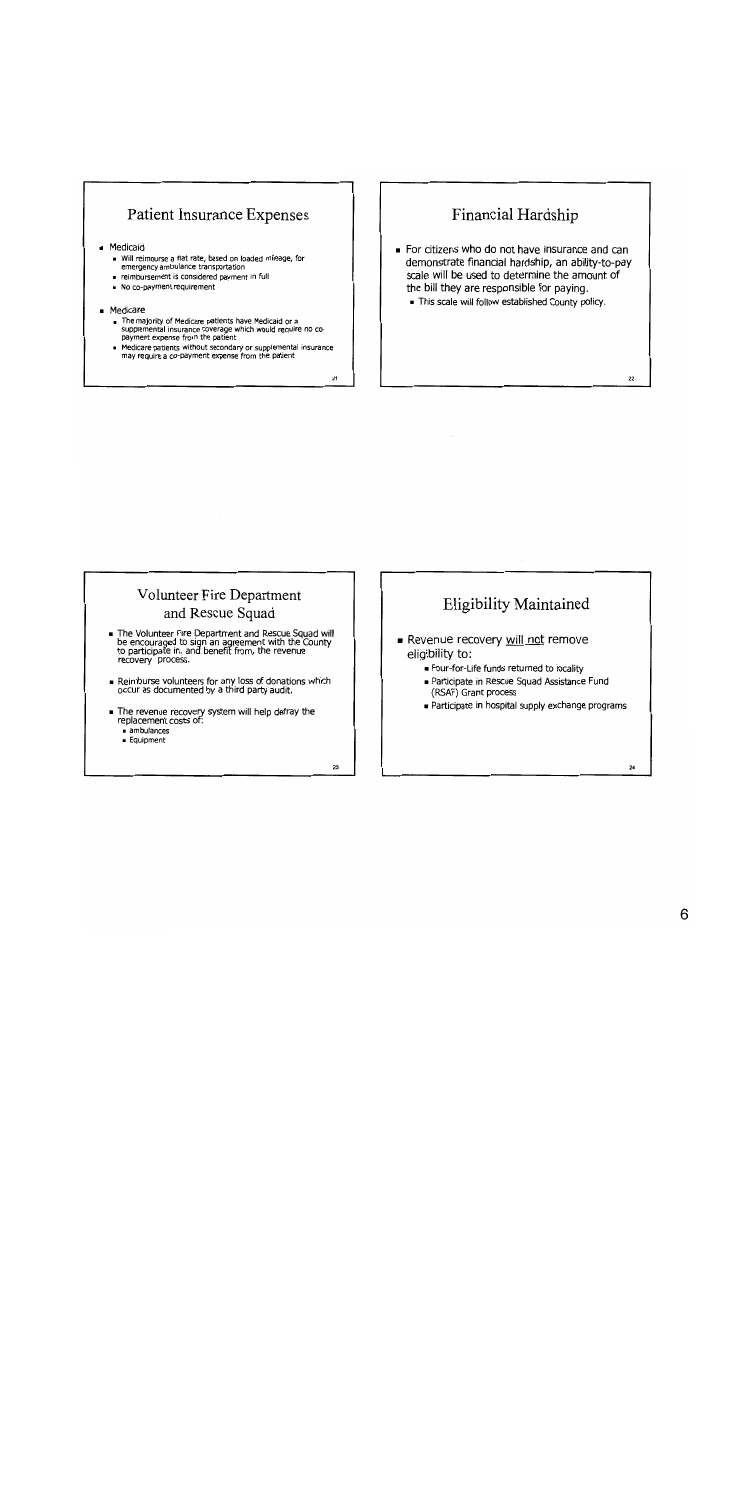## Patient Insurance Expenses

- Medicaid
  - Will reimburse a flat rate, based on loaded mileage, for emergency ambulance transportation
  - reimbursement is considered payment in full
  - No co-payment requirement
- Medicare
  - The majority of Medicare patients have Medicaid or a supplemental insurance coverage which would require no co-payment expense from the patient
  - Medicare patients without secondary or supplemental insurance may require a co-payment expense from the patient

## Financial Hardship

- For citizens who do not have insurance and can demonstrate financial hardship, an ability-to-pay scale will be used to determine the amount of the bill they are responsible for paying.
  - This scale will follow established County policy.

## Volunteer Fire Department and Rescue Squad

- The Volunteer Fire Department and Rescue Squad will be encouraged to sign an agreement with the County to participate in, and benefit from, the revenue recovery process.
- Reimburse volunteers for any loss of donations which occur as documented by a third party audit.
- The revenue recovery system will help defray the replacement costs of:
  - ambulances
  - Equipment

## Eligibility Maintained

- Revenue recovery <u>will not</u> remove eligibility to:
  - Four-for-Life funds returned to locality
  - Participate in Rescue Squad Assistance Fund (RSAF) Grant process
  - Participate in hospital supply exchange programs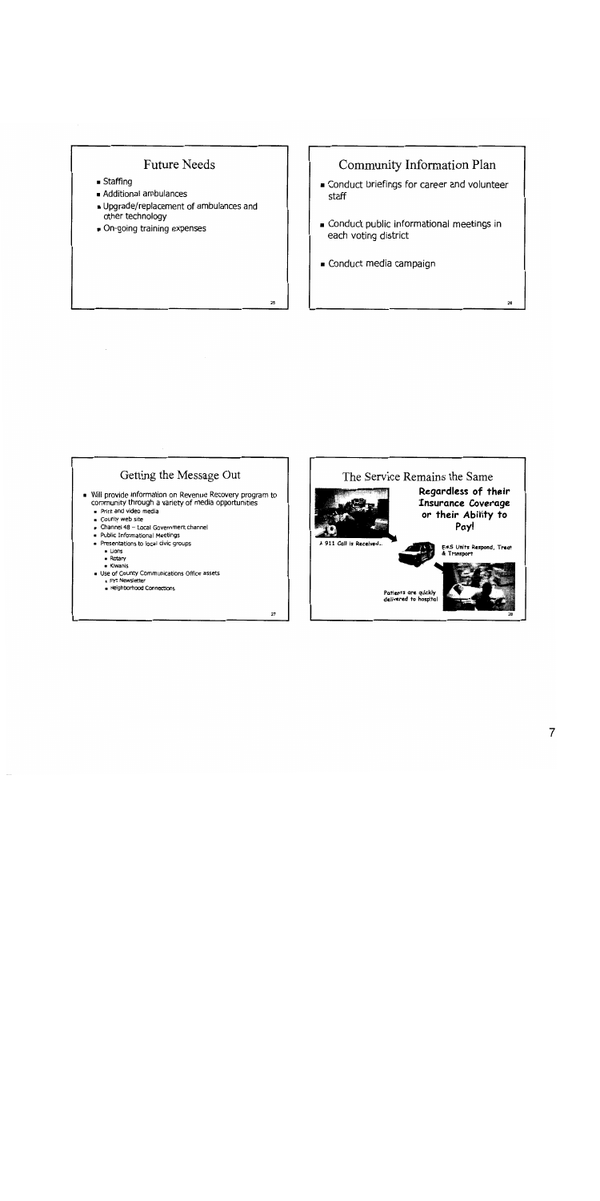## Future Needs

- Staffing
- Additional ambulances
- Upgrade/replacement of ambulances and other technology
- On-going training expenses

## Community Information Plan

- Conduct briefings for career and volunteer staff
- Conduct public informational meetings in each voting district
- Conduct media campaign

## Getting the Message Out

- Will provide information on Revenue Recovery program to community through a variety of media opportunities
  - Print and video media
  - County web site
  - Channel 48 – Local Government channel
  - Public Informational Meetings
  - Presentations to local civic groups
    - Lions
    - Rotary
    - Kiwanis
  - Use of County Communications Office assets
    - FYI Newsletter
    - Neighborhood Connections

## The Service Remains the Same

**Regardless of their Insurance Coverage or their Ability to Pay!**

A 911 Call is Received...

EMS Units Respond, Treat & Transport

Patients are quickly delivered to hospital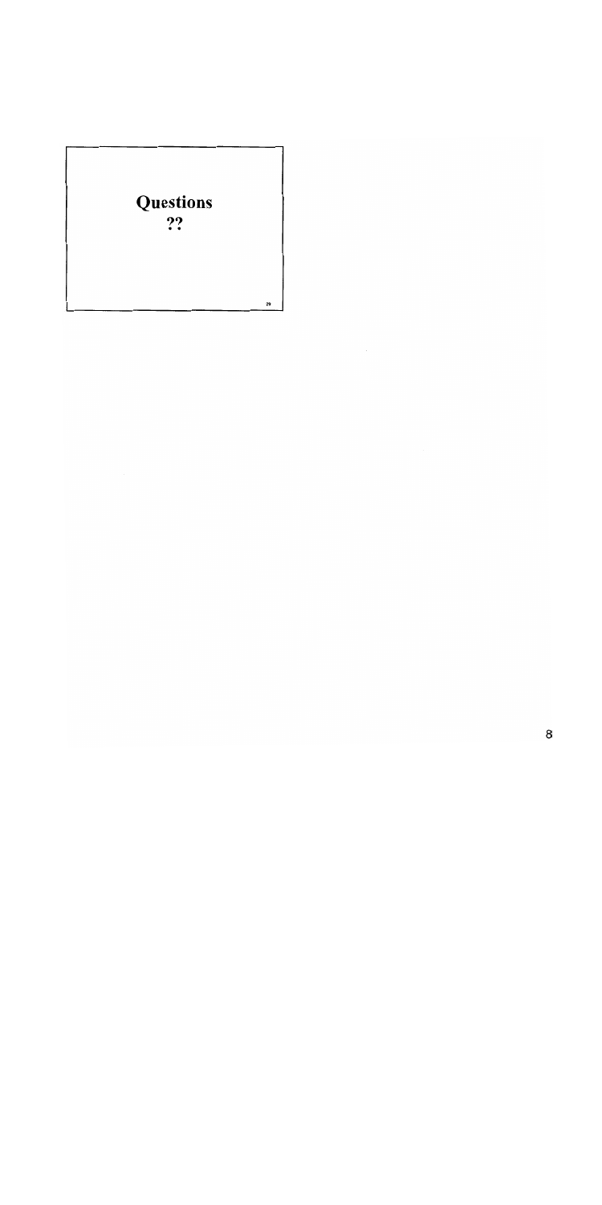**Questions**
**??**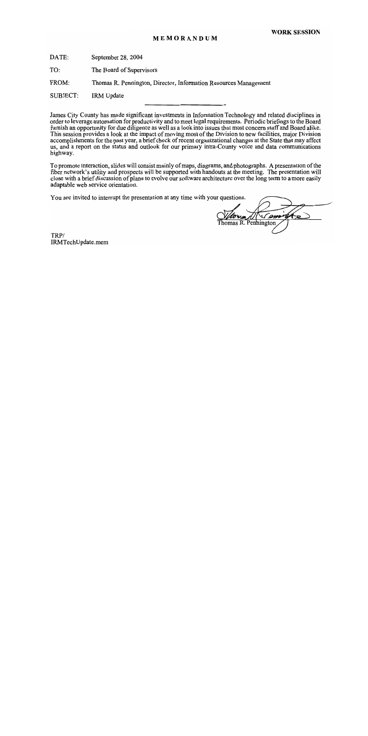**WORK SESSION**

# MEMORANDUM

DATE: September 28, 2004

TO: The Board of Supervisors

FROM: Thomas R. Pennington, Director, Information Resources Management

SUBJECT: IRM Update

---

James City County has made significant investments in Information Technology and related disciplines in order to leverage automation for productivity and to meet legal requirements. Periodic briefings to the Board furnish an opportunity for due diligence as well as a look into issues that most concern staff and Board alike. This session provides a look at the impact of moving most of the Division to new facilities, major Division accomplishments for the past year, a brief check of recent organizational changes at the State that may affect us, and a report on the status and outlook for our primary intra-County voice and data communications highway.

To promote interaction, slides will consist mainly of maps, diagrams, and photographs. A presentation of the fiber network's utility and prospects will be supported with handouts at the meeting. The presentation will close with a brief discussion of plans to evolve our software architecture over the long term to a more easily adaptable web service orientation.

You are invited to interrupt the presentation at any time with your questions.

Thomas R. Pennington

TRP/
IRMTechUpdate.mem